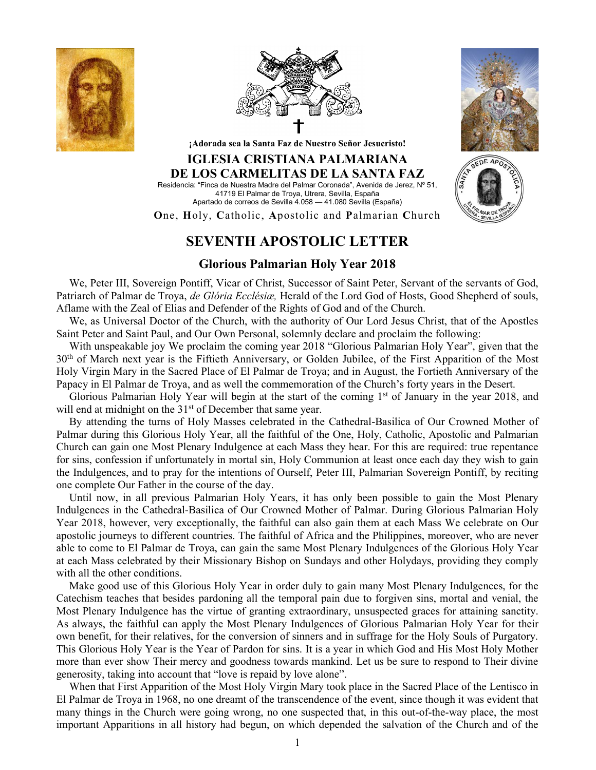**¡Adorada sea la Santa Faz de Nuestro Señor Jesucristo!**

**IGLESIA CRISTIANA PALMARIANA**
**DE LOS CARMELITAS DE LA SANTA FAZ**

Residencia: "Finca de Nuestra Madre del Palmar Coronada", Avenida de Jerez, Nº 51,
41719 El Palmar de Troya, Utrera, Sevilla, España
Apartado de correos de Sevilla 4.058 — 41.080 Sevilla (España)

**O**ne, **H**oly, **C**atholic, **A**postolic and **P**almarian **C**hurch

# SEVENTH APOSTOLIC LETTER

## Glorious Palmarian Holy Year 2018

We, Peter III, Sovereign Pontiff, Vicar of Christ, Successor of Saint Peter, Servant of the servants of God, Patriarch of Palmar de Troya, *de Glória Ecclésiæ,* Herald of the Lord God of Hosts, Good Shepherd of souls, Aflame with the Zeal of Elias and Defender of the Rights of God and of the Church.

We, as Universal Doctor of the Church, with the authority of Our Lord Jesus Christ, that of the Apostles Saint Peter and Saint Paul, and Our Own Personal, solemnly declare and proclaim the following:

With unspeakable joy We proclaim the coming year 2018 "Glorious Palmarian Holy Year", given that the 30th of March next year is the Fiftieth Anniversary, or Golden Jubilee, of the First Apparition of the Most Holy Virgin Mary in the Sacred Place of El Palmar de Troya; and in August, the Fortieth Anniversary of the Papacy in El Palmar de Troya, and as well the commemoration of the Church's forty years in the Desert.

Glorious Palmarian Holy Year will begin at the start of the coming 1st of January in the year 2018, and will end at midnight on the 31st of December that same year.

By attending the turns of Holy Masses celebrated in the Cathedral-Basilica of Our Crowned Mother of Palmar during this Glorious Holy Year, all the faithful of the One, Holy, Catholic, Apostolic and Palmarian Church can gain one Most Plenary Indulgence at each Mass they hear. For this are required: true repentance for sins, confession if unfortunately in mortal sin, Holy Communion at least once each day they wish to gain the Indulgences, and to pray for the intentions of Ourself, Peter III, Palmarian Sovereign Pontiff, by reciting one complete Our Father in the course of the day.

Until now, in all previous Palmarian Holy Years, it has only been possible to gain the Most Plenary Indulgences in the Cathedral-Basilica of Our Crowned Mother of Palmar. During Glorious Palmarian Holy Year 2018, however, very exceptionally, the faithful can also gain them at each Mass We celebrate on Our apostolic journeys to different countries. The faithful of Africa and the Philippines, moreover, who are never able to come to El Palmar de Troya, can gain the same Most Plenary Indulgences of the Glorious Holy Year at each Mass celebrated by their Missionary Bishop on Sundays and other Holydays, providing they comply with all the other conditions.

Make good use of this Glorious Holy Year in order duly to gain many Most Plenary Indulgences, for the Catechism teaches that besides pardoning all the temporal pain due to forgiven sins, mortal and venial, the Most Plenary Indulgence has the virtue of granting extraordinary, unsuspected graces for attaining sanctity. As always, the faithful can apply the Most Plenary Indulgences of Glorious Palmarian Holy Year for their own benefit, for their relatives, for the conversion of sinners and in suffrage for the Holy Souls of Purgatory. This Glorious Holy Year is the Year of Pardon for sins. It is a year in which God and His Most Holy Mother more than ever show Their mercy and goodness towards mankind. Let us be sure to respond to Their divine generosity, taking into account that "love is repaid by love alone".

When that First Apparition of the Most Holy Virgin Mary took place in the Sacred Place of the Lentisco in El Palmar de Troya in 1968, no one dreamt of the transcendence of the event, since though it was evident that many things in the Church were going wrong, no one suspected that, in this out-of-the-way place, the most important Apparitions in all history had begun, on which depended the salvation of the Church and of the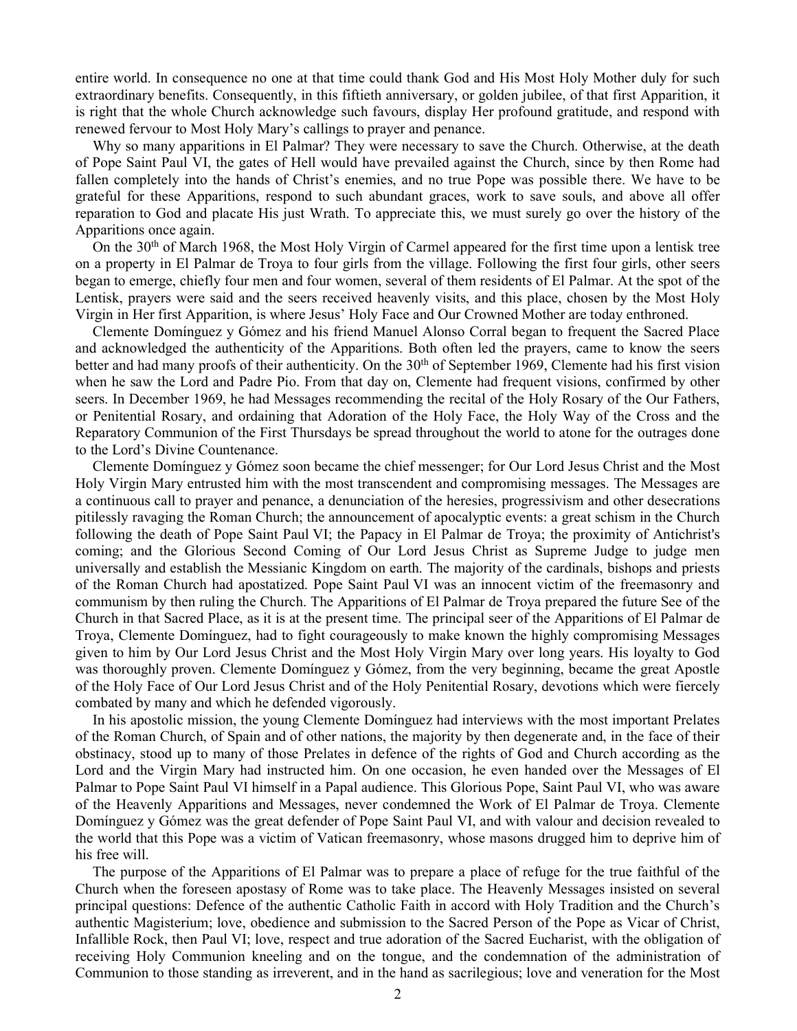entire world. In consequence no one at that time could thank God and His Most Holy Mother duly for such extraordinary benefits. Consequently, in this fiftieth anniversary, or golden jubilee, of that first Apparition, it is right that the whole Church acknowledge such favours, display Her profound gratitude, and respond with renewed fervour to Most Holy Mary's callings to prayer and penance.

Why so many apparitions in El Palmar? They were necessary to save the Church. Otherwise, at the death of Pope Saint Paul VI, the gates of Hell would have prevailed against the Church, since by then Rome had fallen completely into the hands of Christ's enemies, and no true Pope was possible there. We have to be grateful for these Apparitions, respond to such abundant graces, work to save souls, and above all offer reparation to God and placate His just Wrath. To appreciate this, we must surely go over the history of the Apparitions once again.

On the 30th of March 1968, the Most Holy Virgin of Carmel appeared for the first time upon a lentisk tree on a property in El Palmar de Troya to four girls from the village. Following the first four girls, other seers began to emerge, chiefly four men and four women, several of them residents of El Palmar. At the spot of the Lentisk, prayers were said and the seers received heavenly visits, and this place, chosen by the Most Holy Virgin in Her first Apparition, is where Jesus' Holy Face and Our Crowned Mother are today enthroned.

Clemente Domínguez y Gómez and his friend Manuel Alonso Corral began to frequent the Sacred Place and acknowledged the authenticity of the Apparitions. Both often led the prayers, came to know the seers better and had many proofs of their authenticity. On the 30th of September 1969, Clemente had his first vision when he saw the Lord and Padre Pio. From that day on, Clemente had frequent visions, confirmed by other seers. In December 1969, he had Messages recommending the recital of the Holy Rosary of the Our Fathers, or Penitential Rosary, and ordaining that Adoration of the Holy Face, the Holy Way of the Cross and the Reparatory Communion of the First Thursdays be spread throughout the world to atone for the outrages done to the Lord's Divine Countenance.

Clemente Domínguez y Gómez soon became the chief messenger; for Our Lord Jesus Christ and the Most Holy Virgin Mary entrusted him with the most transcendent and compromising messages. The Messages are a continuous call to prayer and penance, a denunciation of the heresies, progressivism and other desecrations pitilessly ravaging the Roman Church; the announcement of apocalyptic events: a great schism in the Church following the death of Pope Saint Paul VI; the Papacy in El Palmar de Troya; the proximity of Antichrist's coming; and the Glorious Second Coming of Our Lord Jesus Christ as Supreme Judge to judge men universally and establish the Messianic Kingdom on earth. The majority of the cardinals, bishops and priests of the Roman Church had apostatized. Pope Saint Paul VI was an innocent victim of the freemasonry and communism by then ruling the Church. The Apparitions of El Palmar de Troya prepared the future See of the Church in that Sacred Place, as it is at the present time. The principal seer of the Apparitions of El Palmar de Troya, Clemente Domínguez, had to fight courageously to make known the highly compromising Messages given to him by Our Lord Jesus Christ and the Most Holy Virgin Mary over long years. His loyalty to God was thoroughly proven. Clemente Domínguez y Gómez, from the very beginning, became the great Apostle of the Holy Face of Our Lord Jesus Christ and of the Holy Penitential Rosary, devotions which were fiercely combated by many and which he defended vigorously.

In his apostolic mission, the young Clemente Domínguez had interviews with the most important Prelates of the Roman Church, of Spain and of other nations, the majority by then degenerate and, in the face of their obstinacy, stood up to many of those Prelates in defence of the rights of God and Church according as the Lord and the Virgin Mary had instructed him. On one occasion, he even handed over the Messages of El Palmar to Pope Saint Paul VI himself in a Papal audience. This Glorious Pope, Saint Paul VI, who was aware of the Heavenly Apparitions and Messages, never condemned the Work of El Palmar de Troya. Clemente Domínguez y Gómez was the great defender of Pope Saint Paul VI, and with valour and decision revealed to the world that this Pope was a victim of Vatican freemasonry, whose masons drugged him to deprive him of his free will.

The purpose of the Apparitions of El Palmar was to prepare a place of refuge for the true faithful of the Church when the foreseen apostasy of Rome was to take place. The Heavenly Messages insisted on several principal questions: Defence of the authentic Catholic Faith in accord with Holy Tradition and the Church's authentic Magisterium; love, obedience and submission to the Sacred Person of the Pope as Vicar of Christ, Infallible Rock, then Paul VI; love, respect and true adoration of the Sacred Eucharist, with the obligation of receiving Holy Communion kneeling and on the tongue, and the condemnation of the administration of Communion to those standing as irreverent, and in the hand as sacrilegious; love and veneration for the Most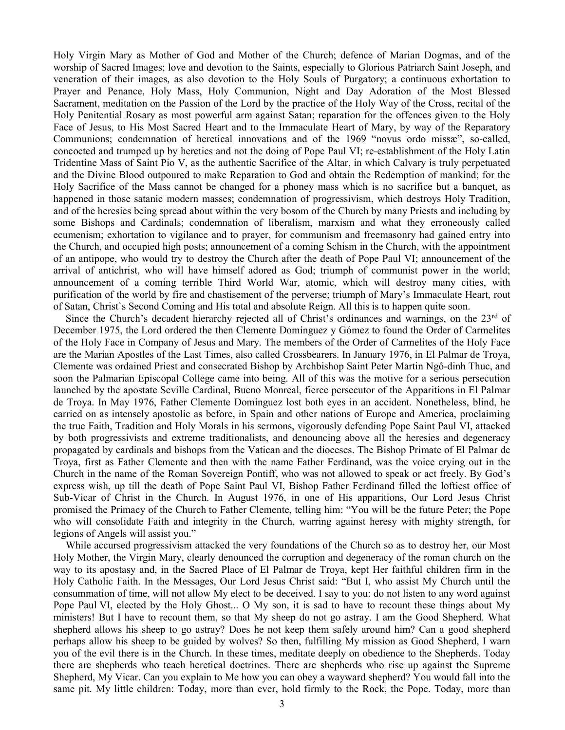Holy Virgin Mary as Mother of God and Mother of the Church; defence of Marian Dogmas, and of the worship of Sacred Images; love and devotion to the Saints, especially to Glorious Patriarch Saint Joseph, and veneration of their images, as also devotion to the Holy Souls of Purgatory; a continuous exhortation to Prayer and Penance, Holy Mass, Holy Communion, Night and Day Adoration of the Most Blessed Sacrament, meditation on the Passion of the Lord by the practice of the Holy Way of the Cross, recital of the Holy Penitential Rosary as most powerful arm against Satan; reparation for the offences given to the Holy Face of Jesus, to His Most Sacred Heart and to the Immaculate Heart of Mary, by way of the Reparatory Communions; condemnation of heretical innovations and of the 1969 "novus ordo missæ", so-called, concocted and trumped up by heretics and not the doing of Pope Paul VI; re-establishment of the Holy Latin Tridentine Mass of Saint Pio V, as the authentic Sacrifice of the Altar, in which Calvary is truly perpetuated and the Divine Blood outpoured to make Reparation to God and obtain the Redemption of mankind; for the Holy Sacrifice of the Mass cannot be changed for a phoney mass which is no sacrifice but a banquet, as happened in those satanic modern masses; condemnation of progressivism, which destroys Holy Tradition, and of the heresies being spread about within the very bosom of the Church by many Priests and including by some Bishops and Cardinals; condemnation of liberalism, marxism and what they erroneously called ecumenism; exhortation to vigilance and to prayer, for communism and freemasonry had gained entry into the Church, and occupied high posts; announcement of a coming Schism in the Church, with the appointment of an antipope, who would try to destroy the Church after the death of Pope Paul VI; announcement of the arrival of antichrist, who will have himself adored as God; triumph of communist power in the world; announcement of a coming terrible Third World War, atomic, which will destroy many cities, with purification of the world by fire and chastisement of the perverse; triumph of Mary's Immaculate Heart, rout of Satan, Christ`s Second Coming and His total and absolute Reign. All this is to happen quite soon.

Since the Church's decadent hierarchy rejected all of Christ's ordinances and warnings, on the 23rd of December 1975, the Lord ordered the then Clemente Domínguez y Gómez to found the Order of Carmelites of the Holy Face in Company of Jesus and Mary. The members of the Order of Carmelites of the Holy Face are the Marian Apostles of the Last Times, also called Crossbearers. In January 1976, in El Palmar de Troya, Clemente was ordained Priest and consecrated Bishop by Archbishop Saint Peter Martin Ngô-dinh Thuc, and soon the Palmarian Episcopal College came into being. All of this was the motive for a serious persecution launched by the apostate Seville Cardinal, Bueno Monreal, fierce persecutor of the Apparitions in El Palmar de Troya. In May 1976, Father Clemente Domínguez lost both eyes in an accident. Nonetheless, blind, he carried on as intensely apostolic as before, in Spain and other nations of Europe and America, proclaiming the true Faith, Tradition and Holy Morals in his sermons, vigorously defending Pope Saint Paul VI, attacked by both progressivists and extreme traditionalists, and denouncing above all the heresies and degeneracy propagated by cardinals and bishops from the Vatican and the dioceses. The Bishop Primate of El Palmar de Troya, first as Father Clemente and then with the name Father Ferdinand, was the voice crying out in the Church in the name of the Roman Sovereign Pontiff, who was not allowed to speak or act freely. By God's express wish, up till the death of Pope Saint Paul VI, Bishop Father Ferdinand filled the loftiest office of Sub-Vicar of Christ in the Church. In August 1976, in one of His apparitions, Our Lord Jesus Christ promised the Primacy of the Church to Father Clemente, telling him: "You will be the future Peter; the Pope who will consolidate Faith and integrity in the Church, warring against heresy with mighty strength, for legions of Angels will assist you."

While accursed progressivism attacked the very foundations of the Church so as to destroy her, our Most Holy Mother, the Virgin Mary, clearly denounced the corruption and degeneracy of the roman church on the way to its apostasy and, in the Sacred Place of El Palmar de Troya, kept Her faithful children firm in the Holy Catholic Faith. In the Messages, Our Lord Jesus Christ said: "But I, who assist My Church until the consummation of time, will not allow My elect to be deceived. I say to you: do not listen to any word against Pope Paul VI, elected by the Holy Ghost... O My son, it is sad to have to recount these things about My ministers! But I have to recount them, so that My sheep do not go astray. I am the Good Shepherd. What shepherd allows his sheep to go astray? Does he not keep them safely around him? Can a good shepherd perhaps allow his sheep to be guided by wolves? So then, fulfilling My mission as Good Shepherd, I warn you of the evil there is in the Church. In these times, meditate deeply on obedience to the Shepherds. Today there are shepherds who teach heretical doctrines. There are shepherds who rise up against the Supreme Shepherd, My Vicar. Can you explain to Me how you can obey a wayward shepherd? You would fall into the same pit. My little children: Today, more than ever, hold firmly to the Rock, the Pope. Today, more than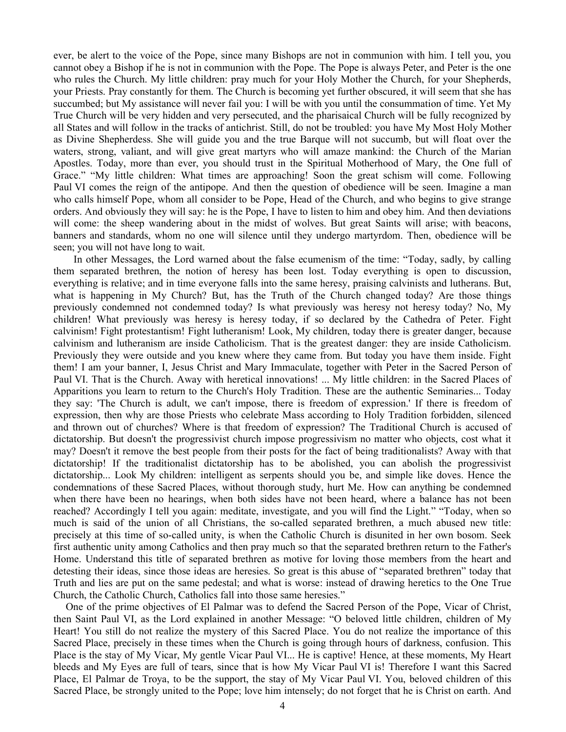ever, be alert to the voice of the Pope, since many Bishops are not in communion with him. I tell you, you cannot obey a Bishop if he is not in communion with the Pope. The Pope is always Peter, and Peter is the one who rules the Church. My little children: pray much for your Holy Mother the Church, for your Shepherds, your Priests. Pray constantly for them. The Church is becoming yet further obscured, it will seem that she has succumbed; but My assistance will never fail you: I will be with you until the consummation of time. Yet My True Church will be very hidden and very persecuted, and the pharisaical Church will be fully recognized by all States and will follow in the tracks of antichrist. Still, do not be troubled: you have My Most Holy Mother as Divine Shepherdess. She will guide you and the true Barque will not succumb, but will float over the waters, strong, valiant, and will give great martyrs who will amaze mankind: the Church of the Marian Apostles. Today, more than ever, you should trust in the Spiritual Motherhood of Mary, the One full of Grace." "My little children: What times are approaching! Soon the great schism will come. Following Paul VI comes the reign of the antipope. And then the question of obedience will be seen. Imagine a man who calls himself Pope, whom all consider to be Pope, Head of the Church, and who begins to give strange orders. And obviously they will say: he is the Pope, I have to listen to him and obey him. And then deviations will come: the sheep wandering about in the midst of wolves. But great Saints will arise; with beacons, banners and standards, whom no one will silence until they undergo martyrdom. Then, obedience will be seen; you will not have long to wait.

In other Messages, the Lord warned about the false ecumenism of the time: "Today, sadly, by calling them separated brethren, the notion of heresy has been lost. Today everything is open to discussion, everything is relative; and in time everyone falls into the same heresy, praising calvinists and lutherans. But, what is happening in My Church? But, has the Truth of the Church changed today? Are those things previously condemned not condemned today? Is what previously was heresy not heresy today? No, My children! What previously was heresy is heresy today, if so declared by the Cathedra of Peter. Fight calvinism! Fight protestantism! Fight lutheranism! Look, My children, today there is greater danger, because calvinism and lutheranism are inside Catholicism. That is the greatest danger: they are inside Catholicism. Previously they were outside and you knew where they came from. But today you have them inside. Fight them! I am your banner, I, Jesus Christ and Mary Immaculate, together with Peter in the Sacred Person of Paul VI. That is the Church. Away with heretical innovations! ... My little children: in the Sacred Places of Apparitions you learn to return to the Church's Holy Tradition. These are the authentic Seminaries... Today they say: 'The Church is adult, we can't impose, there is freedom of expression.' If there is freedom of expression, then why are those Priests who celebrate Mass according to Holy Tradition forbidden, silenced and thrown out of churches? Where is that freedom of expression? The Traditional Church is accused of dictatorship. But doesn't the progressivist church impose progressivism no matter who objects, cost what it may? Doesn't it remove the best people from their posts for the fact of being traditionalists? Away with that dictatorship! If the traditionalist dictatorship has to be abolished, you can abolish the progressivist dictatorship... Look My children: intelligent as serpents should you be, and simple like doves. Hence the condemnations of these Sacred Places, without thorough study, hurt Me. How can anything be condemned when there have been no hearings, when both sides have not been heard, where a balance has not been reached? Accordingly I tell you again: meditate, investigate, and you will find the Light." "Today, when so much is said of the union of all Christians, the so-called separated brethren, a much abused new title: precisely at this time of so-called unity, is when the Catholic Church is disunited in her own bosom. Seek first authentic unity among Catholics and then pray much so that the separated brethren return to the Father's Home. Understand this title of separated brethren as motive for loving those members from the heart and detesting their ideas, since those ideas are heresies. So great is this abuse of "separated brethren" today that Truth and lies are put on the same pedestal; and what is worse: instead of drawing heretics to the One True Church, the Catholic Church, Catholics fall into those same heresies."

One of the prime objectives of El Palmar was to defend the Sacred Person of the Pope, Vicar of Christ, then Saint Paul VI, as the Lord explained in another Message: "O beloved little children, children of My Heart! You still do not realize the mystery of this Sacred Place. You do not realize the importance of this Sacred Place, precisely in these times when the Church is going through hours of darkness, confusion. This Place is the stay of My Vicar, My gentle Vicar Paul VI... He is captive! Hence, at these moments, My Heart bleeds and My Eyes are full of tears, since that is how My Vicar Paul VI is! Therefore I want this Sacred Place, El Palmar de Troya, to be the support, the stay of My Vicar Paul VI. You, beloved children of this Sacred Place, be strongly united to the Pope; love him intensely; do not forget that he is Christ on earth. And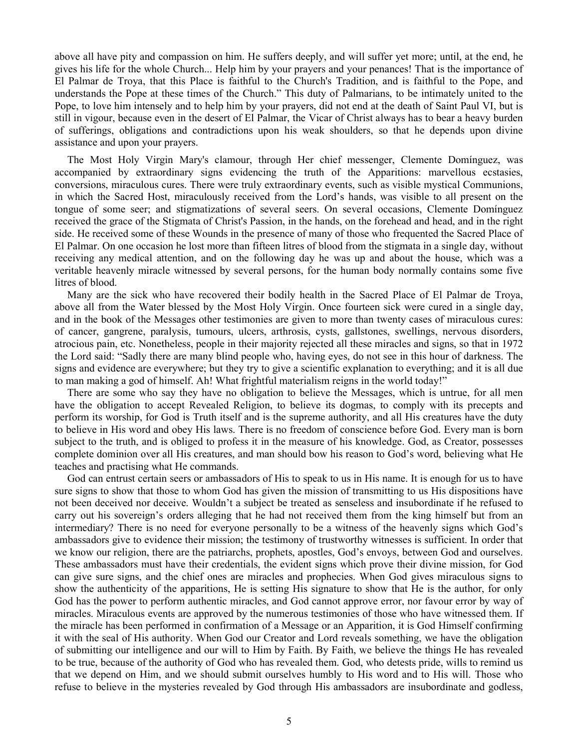above all have pity and compassion on him. He suffers deeply, and will suffer yet more; until, at the end, he gives his life for the whole Church... Help him by your prayers and your penances! That is the importance of El Palmar de Troya, that this Place is faithful to the Church's Tradition, and is faithful to the Pope, and understands the Pope at these times of the Church." This duty of Palmarians, to be intimately united to the Pope, to love him intensely and to help him by your prayers, did not end at the death of Saint Paul VI, but is still in vigour, because even in the desert of El Palmar, the Vicar of Christ always has to bear a heavy burden of sufferings, obligations and contradictions upon his weak shoulders, so that he depends upon divine assistance and upon your prayers.

The Most Holy Virgin Mary's clamour, through Her chief messenger, Clemente Domínguez, was accompanied by extraordinary signs evidencing the truth of the Apparitions: marvellous ecstasies, conversions, miraculous cures. There were truly extraordinary events, such as visible mystical Communions, in which the Sacred Host, miraculously received from the Lord's hands, was visible to all present on the tongue of some seer; and stigmatizations of several seers. On several occasions, Clemente Domínguez received the grace of the Stigmata of Christ's Passion, in the hands, on the forehead and head, and in the right side. He received some of these Wounds in the presence of many of those who frequented the Sacred Place of El Palmar. On one occasion he lost more than fifteen litres of blood from the stigmata in a single day, without receiving any medical attention, and on the following day he was up and about the house, which was a veritable heavenly miracle witnessed by several persons, for the human body normally contains some five litres of blood.

Many are the sick who have recovered their bodily health in the Sacred Place of El Palmar de Troya, above all from the Water blessed by the Most Holy Virgin. Once fourteen sick were cured in a single day, and in the book of the Messages other testimonies are given to more than twenty cases of miraculous cures: of cancer, gangrene, paralysis, tumours, ulcers, arthrosis, cysts, gallstones, swellings, nervous disorders, atrocious pain, etc. Nonetheless, people in their majority rejected all these miracles and signs, so that in 1972 the Lord said: "Sadly there are many blind people who, having eyes, do not see in this hour of darkness. The signs and evidence are everywhere; but they try to give a scientific explanation to everything; and it is all due to man making a god of himself. Ah! What frightful materialism reigns in the world today!"

There are some who say they have no obligation to believe the Messages, which is untrue, for all men have the obligation to accept Revealed Religion, to believe its dogmas, to comply with its precepts and perform its worship, for God is Truth itself and is the supreme authority, and all His creatures have the duty to believe in His word and obey His laws. There is no freedom of conscience before God. Every man is born subject to the truth, and is obliged to profess it in the measure of his knowledge. God, as Creator, possesses complete dominion over all His creatures, and man should bow his reason to God's word, believing what He teaches and practising what He commands.

God can entrust certain seers or ambassadors of His to speak to us in His name. It is enough for us to have sure signs to show that those to whom God has given the mission of transmitting to us His dispositions have not been deceived nor deceive. Wouldn't a subject be treated as senseless and insubordinate if he refused to carry out his sovereign's orders alleging that he had not received them from the king himself but from an intermediary? There is no need for everyone personally to be a witness of the heavenly signs which God's ambassadors give to evidence their mission; the testimony of trustworthy witnesses is sufficient. In order that we know our religion, there are the patriarchs, prophets, apostles, God's envoys, between God and ourselves. These ambassadors must have their credentials, the evident signs which prove their divine mission, for God can give sure signs, and the chief ones are miracles and prophecies. When God gives miraculous signs to show the authenticity of the apparitions, He is setting His signature to show that He is the author, for only God has the power to perform authentic miracles, and God cannot approve error, nor favour error by way of miracles. Miraculous events are approved by the numerous testimonies of those who have witnessed them. If the miracle has been performed in confirmation of a Message or an Apparition, it is God Himself confirming it with the seal of His authority. When God our Creator and Lord reveals something, we have the obligation of submitting our intelligence and our will to Him by Faith. By Faith, we believe the things He has revealed to be true, because of the authority of God who has revealed them. God, who detests pride, wills to remind us that we depend on Him, and we should submit ourselves humbly to His word and to His will. Those who refuse to believe in the mysteries revealed by God through His ambassadors are insubordinate and godless,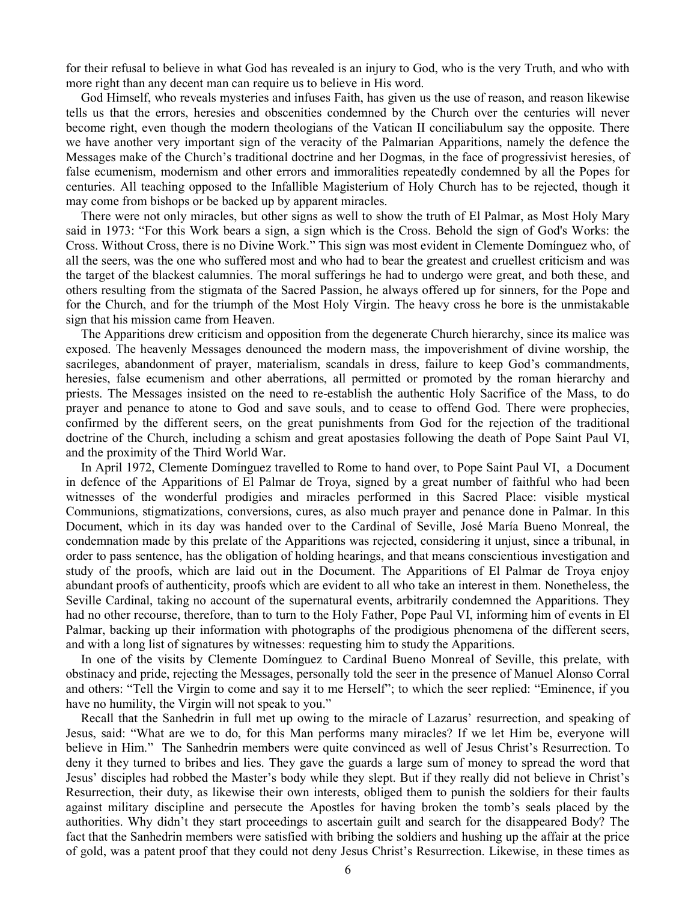for their refusal to believe in what God has revealed is an injury to God, who is the very Truth, and who with more right than any decent man can require us to believe in His word.

God Himself, who reveals mysteries and infuses Faith, has given us the use of reason, and reason likewise tells us that the errors, heresies and obscenities condemned by the Church over the centuries will never become right, even though the modern theologians of the Vatican II conciliabulum say the opposite. There we have another very important sign of the veracity of the Palmarian Apparitions, namely the defence the Messages make of the Church's traditional doctrine and her Dogmas, in the face of progressivist heresies, of false ecumenism, modernism and other errors and immoralities repeatedly condemned by all the Popes for centuries. All teaching opposed to the Infallible Magisterium of Holy Church has to be rejected, though it may come from bishops or be backed up by apparent miracles.

There were not only miracles, but other signs as well to show the truth of El Palmar, as Most Holy Mary said in 1973: "For this Work bears a sign, a sign which is the Cross. Behold the sign of God's Works: the Cross. Without Cross, there is no Divine Work." This sign was most evident in Clemente Domínguez who, of all the seers, was the one who suffered most and who had to bear the greatest and cruellest criticism and was the target of the blackest calumnies. The moral sufferings he had to undergo were great, and both these, and others resulting from the stigmata of the Sacred Passion, he always offered up for sinners, for the Pope and for the Church, and for the triumph of the Most Holy Virgin. The heavy cross he bore is the unmistakable sign that his mission came from Heaven.

The Apparitions drew criticism and opposition from the degenerate Church hierarchy, since its malice was exposed. The heavenly Messages denounced the modern mass, the impoverishment of divine worship, the sacrileges, abandonment of prayer, materialism, scandals in dress, failure to keep God's commandments, heresies, false ecumenism and other aberrations, all permitted or promoted by the roman hierarchy and priests. The Messages insisted on the need to re-establish the authentic Holy Sacrifice of the Mass, to do prayer and penance to atone to God and save souls, and to cease to offend God. There were prophecies, confirmed by the different seers, on the great punishments from God for the rejection of the traditional doctrine of the Church, including a schism and great apostasies following the death of Pope Saint Paul VI, and the proximity of the Third World War.

In April 1972, Clemente Domínguez travelled to Rome to hand over, to Pope Saint Paul VI, a Document in defence of the Apparitions of El Palmar de Troya, signed by a great number of faithful who had been witnesses of the wonderful prodigies and miracles performed in this Sacred Place: visible mystical Communions, stigmatizations, conversions, cures, as also much prayer and penance done in Palmar. In this Document, which in its day was handed over to the Cardinal of Seville, José María Bueno Monreal, the condemnation made by this prelate of the Apparitions was rejected, considering it unjust, since a tribunal, in order to pass sentence, has the obligation of holding hearings, and that means conscientious investigation and study of the proofs, which are laid out in the Document. The Apparitions of El Palmar de Troya enjoy abundant proofs of authenticity, proofs which are evident to all who take an interest in them. Nonetheless, the Seville Cardinal, taking no account of the supernatural events, arbitrarily condemned the Apparitions. They had no other recourse, therefore, than to turn to the Holy Father, Pope Paul VI, informing him of events in El Palmar, backing up their information with photographs of the prodigious phenomena of the different seers, and with a long list of signatures by witnesses: requesting him to study the Apparitions.

In one of the visits by Clemente Domínguez to Cardinal Bueno Monreal of Seville, this prelate, with obstinacy and pride, rejecting the Messages, personally told the seer in the presence of Manuel Alonso Corral and others: "Tell the Virgin to come and say it to me Herself"; to which the seer replied: "Eminence, if you have no humility, the Virgin will not speak to you."

Recall that the Sanhedrin in full met up owing to the miracle of Lazarus' resurrection, and speaking of Jesus, said: "What are we to do, for this Man performs many miracles? If we let Him be, everyone will believe in Him." The Sanhedrin members were quite convinced as well of Jesus Christ's Resurrection. To deny it they turned to bribes and lies. They gave the guards a large sum of money to spread the word that Jesus' disciples had robbed the Master's body while they slept. But if they really did not believe in Christ's Resurrection, their duty, as likewise their own interests, obliged them to punish the soldiers for their faults against military discipline and persecute the Apostles for having broken the tomb's seals placed by the authorities. Why didn't they start proceedings to ascertain guilt and search for the disappeared Body? The fact that the Sanhedrin members were satisfied with bribing the soldiers and hushing up the affair at the price of gold, was a patent proof that they could not deny Jesus Christ's Resurrection. Likewise, in these times as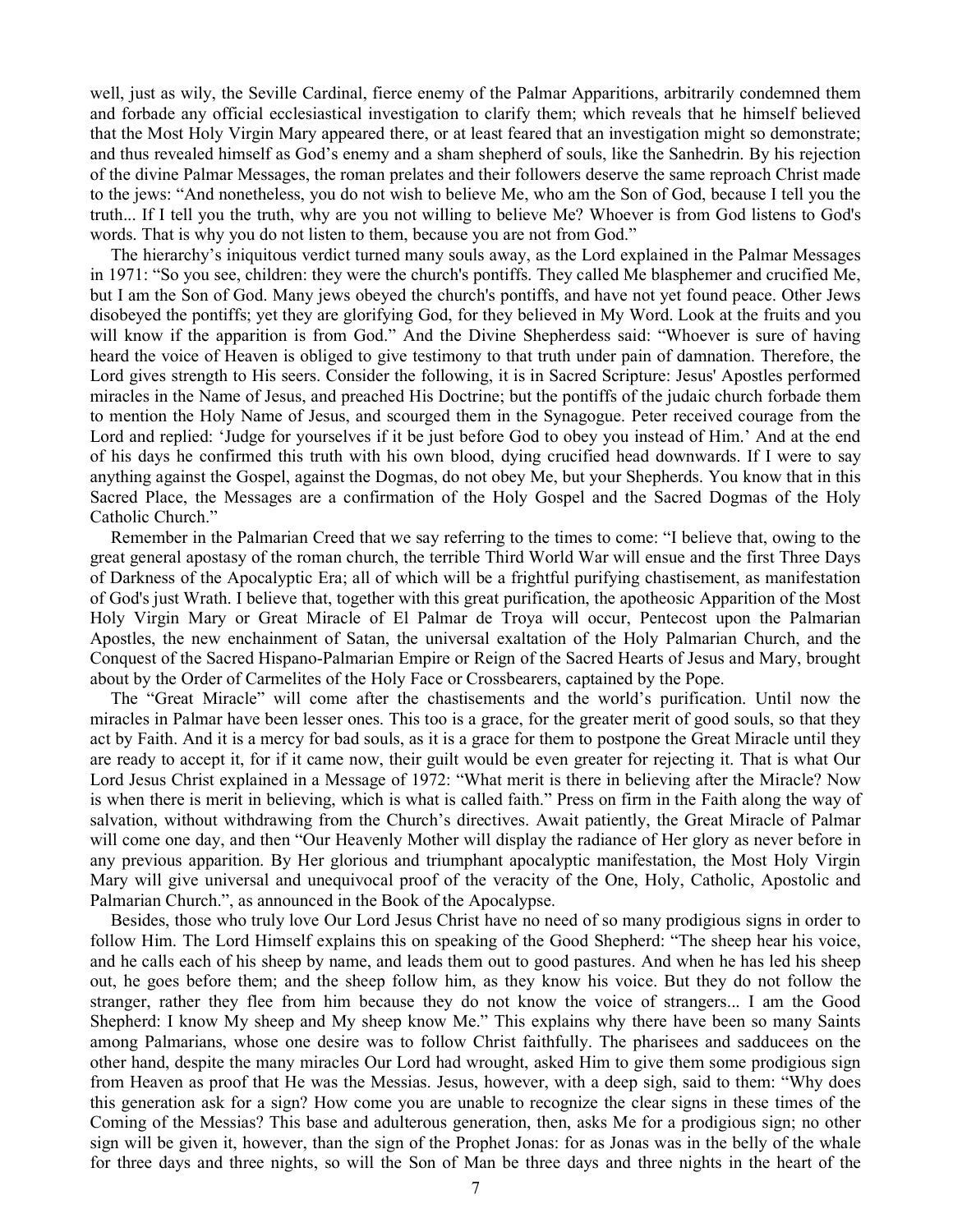well, just as wily, the Seville Cardinal, fierce enemy of the Palmar Apparitions, arbitrarily condemned them and forbade any official ecclesiastical investigation to clarify them; which reveals that he himself believed that the Most Holy Virgin Mary appeared there, or at least feared that an investigation might so demonstrate; and thus revealed himself as God's enemy and a sham shepherd of souls, like the Sanhedrin. By his rejection of the divine Palmar Messages, the roman prelates and their followers deserve the same reproach Christ made to the jews: "And nonetheless, you do not wish to believe Me, who am the Son of God, because I tell you the truth... If I tell you the truth, why are you not willing to believe Me? Whoever is from God listens to God's words. That is why you do not listen to them, because you are not from God."

The hierarchy's iniquitous verdict turned many souls away, as the Lord explained in the Palmar Messages in 1971: "So you see, children: they were the church's pontiffs. They called Me blasphemer and crucified Me, but I am the Son of God. Many jews obeyed the church's pontiffs, and have not yet found peace. Other Jews disobeyed the pontiffs; yet they are glorifying God, for they believed in My Word. Look at the fruits and you will know if the apparition is from God." And the Divine Shepherdess said: "Whoever is sure of having heard the voice of Heaven is obliged to give testimony to that truth under pain of damnation. Therefore, the Lord gives strength to His seers. Consider the following, it is in Sacred Scripture: Jesus' Apostles performed miracles in the Name of Jesus, and preached His Doctrine; but the pontiffs of the judaic church forbade them to mention the Holy Name of Jesus, and scourged them in the Synagogue. Peter received courage from the Lord and replied: 'Judge for yourselves if it be just before God to obey you instead of Him.' And at the end of his days he confirmed this truth with his own blood, dying crucified head downwards. If I were to say anything against the Gospel, against the Dogmas, do not obey Me, but your Shepherds. You know that in this Sacred Place, the Messages are a confirmation of the Holy Gospel and the Sacred Dogmas of the Holy Catholic Church."

Remember in the Palmarian Creed that we say referring to the times to come: "I believe that, owing to the great general apostasy of the roman church, the terrible Third World War will ensue and the first Three Days of Darkness of the Apocalyptic Era; all of which will be a frightful purifying chastisement, as manifestation of God's just Wrath. I believe that, together with this great purification, the apotheosic Apparition of the Most Holy Virgin Mary or Great Miracle of El Palmar de Troya will occur, Pentecost upon the Palmarian Apostles, the new enchainment of Satan, the universal exaltation of the Holy Palmarian Church, and the Conquest of the Sacred Hispano-Palmarian Empire or Reign of the Sacred Hearts of Jesus and Mary, brought about by the Order of Carmelites of the Holy Face or Crossbearers, captained by the Pope.

The "Great Miracle" will come after the chastisements and the world's purification. Until now the miracles in Palmar have been lesser ones. This too is a grace, for the greater merit of good souls, so that they act by Faith. And it is a mercy for bad souls, as it is a grace for them to postpone the Great Miracle until they are ready to accept it, for if it came now, their guilt would be even greater for rejecting it. That is what Our Lord Jesus Christ explained in a Message of 1972: "What merit is there in believing after the Miracle? Now is when there is merit in believing, which is what is called faith." Press on firm in the Faith along the way of salvation, without withdrawing from the Church's directives. Await patiently, the Great Miracle of Palmar will come one day, and then "Our Heavenly Mother will display the radiance of Her glory as never before in any previous apparition. By Her glorious and triumphant apocalyptic manifestation, the Most Holy Virgin Mary will give universal and unequivocal proof of the veracity of the One, Holy, Catholic, Apostolic and Palmarian Church.", as announced in the Book of the Apocalypse.

Besides, those who truly love Our Lord Jesus Christ have no need of so many prodigious signs in order to follow Him. The Lord Himself explains this on speaking of the Good Shepherd: "The sheep hear his voice, and he calls each of his sheep by name, and leads them out to good pastures. And when he has led his sheep out, he goes before them; and the sheep follow him, as they know his voice. But they do not follow the stranger, rather they flee from him because they do not know the voice of strangers... I am the Good Shepherd: I know My sheep and My sheep know Me." This explains why there have been so many Saints among Palmarians, whose one desire was to follow Christ faithfully. The pharisees and sadducees on the other hand, despite the many miracles Our Lord had wrought, asked Him to give them some prodigious sign from Heaven as proof that He was the Messias. Jesus, however, with a deep sigh, said to them: "Why does this generation ask for a sign? How come you are unable to recognize the clear signs in these times of the Coming of the Messias? This base and adulterous generation, then, asks Me for a prodigious sign; no other sign will be given it, however, than the sign of the Prophet Jonas: for as Jonas was in the belly of the whale for three days and three nights, so will the Son of Man be three days and three nights in the heart of the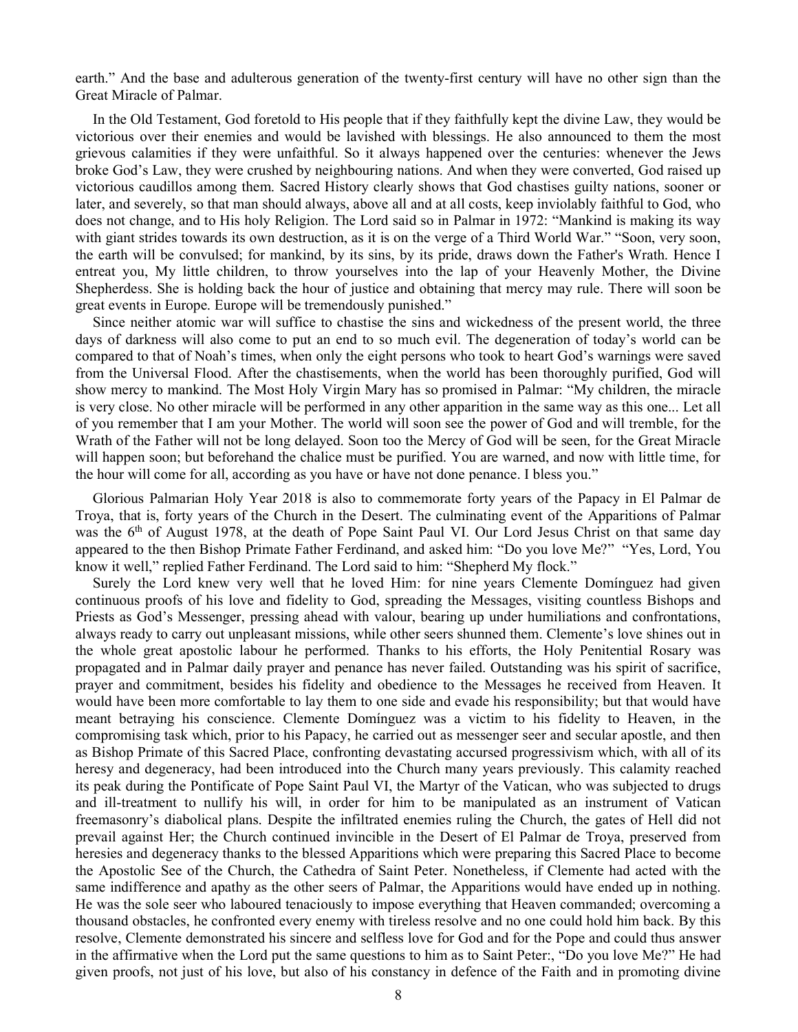earth." And the base and adulterous generation of the twenty-first century will have no other sign than the Great Miracle of Palmar.

In the Old Testament, God foretold to His people that if they faithfully kept the divine Law, they would be victorious over their enemies and would be lavished with blessings. He also announced to them the most grievous calamities if they were unfaithful. So it always happened over the centuries: whenever the Jews broke God's Law, they were crushed by neighbouring nations. And when they were converted, God raised up victorious caudillos among them. Sacred History clearly shows that God chastises guilty nations, sooner or later, and severely, so that man should always, above all and at all costs, keep inviolably faithful to God, who does not change, and to His holy Religion. The Lord said so in Palmar in 1972: "Mankind is making its way with giant strides towards its own destruction, as it is on the verge of a Third World War." "Soon, very soon, the earth will be convulsed; for mankind, by its sins, by its pride, draws down the Father's Wrath. Hence I entreat you, My little children, to throw yourselves into the lap of your Heavenly Mother, the Divine Shepherdess. She is holding back the hour of justice and obtaining that mercy may rule. There will soon be great events in Europe. Europe will be tremendously punished."

Since neither atomic war will suffice to chastise the sins and wickedness of the present world, the three days of darkness will also come to put an end to so much evil. The degeneration of today's world can be compared to that of Noah's times, when only the eight persons who took to heart God's warnings were saved from the Universal Flood. After the chastisements, when the world has been thoroughly purified, God will show mercy to mankind. The Most Holy Virgin Mary has so promised in Palmar: "My children, the miracle is very close. No other miracle will be performed in any other apparition in the same way as this one... Let all of you remember that I am your Mother. The world will soon see the power of God and will tremble, for the Wrath of the Father will not be long delayed. Soon too the Mercy of God will be seen, for the Great Miracle will happen soon; but beforehand the chalice must be purified. You are warned, and now with little time, for the hour will come for all, according as you have or have not done penance. I bless you."

Glorious Palmarian Holy Year 2018 is also to commemorate forty years of the Papacy in El Palmar de Troya, that is, forty years of the Church in the Desert. The culminating event of the Apparitions of Palmar was the 6th of August 1978, at the death of Pope Saint Paul VI. Our Lord Jesus Christ on that same day appeared to the then Bishop Primate Father Ferdinand, and asked him: "Do you love Me?" "Yes, Lord, You know it well," replied Father Ferdinand. The Lord said to him: "Shepherd My flock."

Surely the Lord knew very well that he loved Him: for nine years Clemente Domínguez had given continuous proofs of his love and fidelity to God, spreading the Messages, visiting countless Bishops and Priests as God's Messenger, pressing ahead with valour, bearing up under humiliations and confrontations, always ready to carry out unpleasant missions, while other seers shunned them. Clemente's love shines out in the whole great apostolic labour he performed. Thanks to his efforts, the Holy Penitential Rosary was propagated and in Palmar daily prayer and penance has never failed. Outstanding was his spirit of sacrifice, prayer and commitment, besides his fidelity and obedience to the Messages he received from Heaven. It would have been more comfortable to lay them to one side and evade his responsibility; but that would have meant betraying his conscience. Clemente Domínguez was a victim to his fidelity to Heaven, in the compromising task which, prior to his Papacy, he carried out as messenger seer and secular apostle, and then as Bishop Primate of this Sacred Place, confronting devastating accursed progressivism which, with all of its heresy and degeneracy, had been introduced into the Church many years previously. This calamity reached its peak during the Pontificate of Pope Saint Paul VI, the Martyr of the Vatican, who was subjected to drugs and ill-treatment to nullify his will, in order for him to be manipulated as an instrument of Vatican freemasonry's diabolical plans. Despite the infiltrated enemies ruling the Church, the gates of Hell did not prevail against Her; the Church continued invincible in the Desert of El Palmar de Troya, preserved from heresies and degeneracy thanks to the blessed Apparitions which were preparing this Sacred Place to become the Apostolic See of the Church, the Cathedra of Saint Peter. Nonetheless, if Clemente had acted with the same indifference and apathy as the other seers of Palmar, the Apparitions would have ended up in nothing. He was the sole seer who laboured tenaciously to impose everything that Heaven commanded; overcoming a thousand obstacles, he confronted every enemy with tireless resolve and no one could hold him back. By this resolve, Clemente demonstrated his sincere and selfless love for God and for the Pope and could thus answer in the affirmative when the Lord put the same questions to him as to Saint Peter:, "Do you love Me?" He had given proofs, not just of his love, but also of his constancy in defence of the Faith and in promoting divine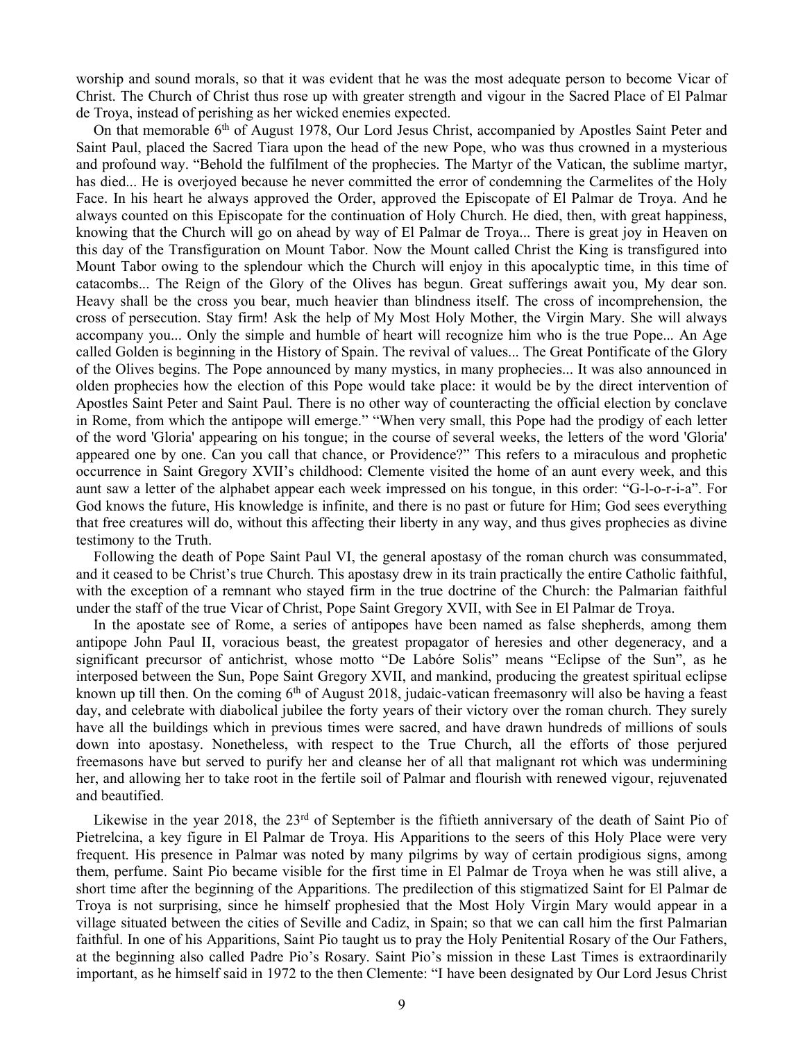worship and sound morals, so that it was evident that he was the most adequate person to become Vicar of Christ. The Church of Christ thus rose up with greater strength and vigour in the Sacred Place of El Palmar de Troya, instead of perishing as her wicked enemies expected.

On that memorable 6th of August 1978, Our Lord Jesus Christ, accompanied by Apostles Saint Peter and Saint Paul, placed the Sacred Tiara upon the head of the new Pope, who was thus crowned in a mysterious and profound way. "Behold the fulfilment of the prophecies. The Martyr of the Vatican, the sublime martyr, has died... He is overjoyed because he never committed the error of condemning the Carmelites of the Holy Face. In his heart he always approved the Order, approved the Episcopate of El Palmar de Troya. And he always counted on this Episcopate for the continuation of Holy Church. He died, then, with great happiness, knowing that the Church will go on ahead by way of El Palmar de Troya... There is great joy in Heaven on this day of the Transfiguration on Mount Tabor. Now the Mount called Christ the King is transfigured into Mount Tabor owing to the splendour which the Church will enjoy in this apocalyptic time, in this time of catacombs... The Reign of the Glory of the Olives has begun. Great sufferings await you, My dear son. Heavy shall be the cross you bear, much heavier than blindness itself. The cross of incomprehension, the cross of persecution. Stay firm! Ask the help of My Most Holy Mother, the Virgin Mary. She will always accompany you... Only the simple and humble of heart will recognize him who is the true Pope... An Age called Golden is beginning in the History of Spain. The revival of values... The Great Pontificate of the Glory of the Olives begins. The Pope announced by many mystics, in many prophecies... It was also announced in olden prophecies how the election of this Pope would take place: it would be by the direct intervention of Apostles Saint Peter and Saint Paul. There is no other way of counteracting the official election by conclave in Rome, from which the antipope will emerge." "When very small, this Pope had the prodigy of each letter of the word 'Gloria' appearing on his tongue; in the course of several weeks, the letters of the word 'Gloria' appeared one by one. Can you call that chance, or Providence?" This refers to a miraculous and prophetic occurrence in Saint Gregory XVII's childhood: Clemente visited the home of an aunt every week, and this aunt saw a letter of the alphabet appear each week impressed on his tongue, in this order: "G-l-o-r-i-a". For God knows the future, His knowledge is infinite, and there is no past or future for Him; God sees everything that free creatures will do, without this affecting their liberty in any way, and thus gives prophecies as divine testimony to the Truth.

Following the death of Pope Saint Paul VI, the general apostasy of the roman church was consummated, and it ceased to be Christ's true Church. This apostasy drew in its train practically the entire Catholic faithful, with the exception of a remnant who stayed firm in the true doctrine of the Church: the Palmarian faithful under the staff of the true Vicar of Christ, Pope Saint Gregory XVII, with See in El Palmar de Troya.

In the apostate see of Rome, a series of antipopes have been named as false shepherds, among them antipope John Paul II, voracious beast, the greatest propagator of heresies and other degeneracy, and a significant precursor of antichrist, whose motto "De Labóre Solis" means "Eclipse of the Sun", as he interposed between the Sun, Pope Saint Gregory XVII, and mankind, producing the greatest spiritual eclipse known up till then. On the coming 6th of August 2018, judaic-vatican freemasonry will also be having a feast day, and celebrate with diabolical jubilee the forty years of their victory over the roman church. They surely have all the buildings which in previous times were sacred, and have drawn hundreds of millions of souls down into apostasy. Nonetheless, with respect to the True Church, all the efforts of those perjured freemasons have but served to purify her and cleanse her of all that malignant rot which was undermining her, and allowing her to take root in the fertile soil of Palmar and flourish with renewed vigour, rejuvenated and beautified.

Likewise in the year 2018, the 23rd of September is the fiftieth anniversary of the death of Saint Pio of Pietrelcina, a key figure in El Palmar de Troya. His Apparitions to the seers of this Holy Place were very frequent. His presence in Palmar was noted by many pilgrims by way of certain prodigious signs, among them, perfume. Saint Pio became visible for the first time in El Palmar de Troya when he was still alive, a short time after the beginning of the Apparitions. The predilection of this stigmatized Saint for El Palmar de Troya is not surprising, since he himself prophesied that the Most Holy Virgin Mary would appear in a village situated between the cities of Seville and Cadiz, in Spain; so that we can call him the first Palmarian faithful. In one of his Apparitions, Saint Pio taught us to pray the Holy Penitential Rosary of the Our Fathers, at the beginning also called Padre Pio's Rosary. Saint Pio's mission in these Last Times is extraordinarily important, as he himself said in 1972 to the then Clemente: "I have been designated by Our Lord Jesus Christ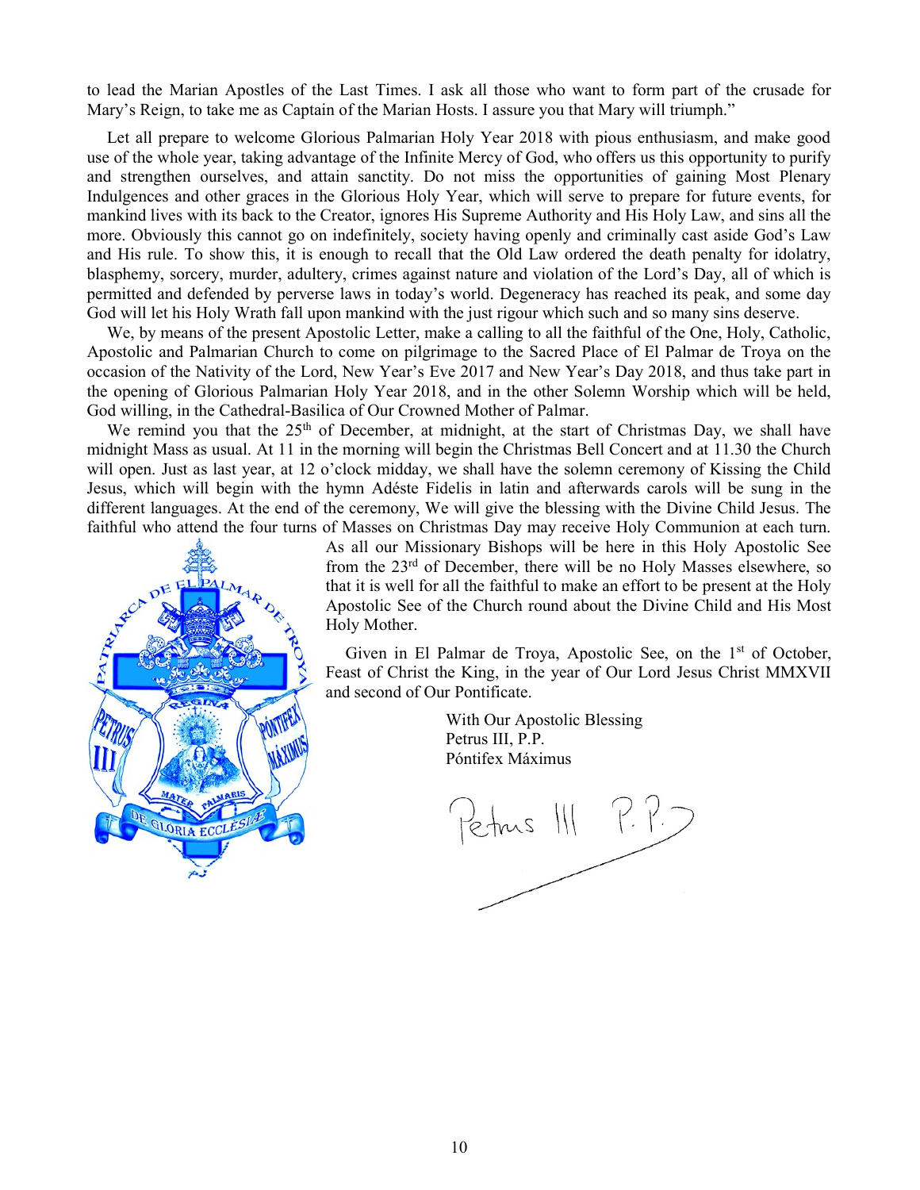to lead the Marian Apostles of the Last Times. I ask all those who want to form part of the crusade for Mary's Reign, to take me as Captain of the Marian Hosts. I assure you that Mary will triumph."

Let all prepare to welcome Glorious Palmarian Holy Year 2018 with pious enthusiasm, and make good use of the whole year, taking advantage of the Infinite Mercy of God, who offers us this opportunity to purify and strengthen ourselves, and attain sanctity. Do not miss the opportunities of gaining Most Plenary Indulgences and other graces in the Glorious Holy Year, which will serve to prepare for future events, for mankind lives with its back to the Creator, ignores His Supreme Authority and His Holy Law, and sins all the more. Obviously this cannot go on indefinitely, society having openly and criminally cast aside God's Law and His rule. To show this, it is enough to recall that the Old Law ordered the death penalty for idolatry, blasphemy, sorcery, murder, adultery, crimes against nature and violation of the Lord's Day, all of which is permitted and defended by perverse laws in today's world. Degeneracy has reached its peak, and some day God will let his Holy Wrath fall upon mankind with the just rigour which such and so many sins deserve.

We, by means of the present Apostolic Letter, make a calling to all the faithful of the One, Holy, Catholic, Apostolic and Palmarian Church to come on pilgrimage to the Sacred Place of El Palmar de Troya on the occasion of the Nativity of the Lord, New Year's Eve 2017 and New Year's Day 2018, and thus take part in the opening of Glorious Palmarian Holy Year 2018, and in the other Solemn Worship which will be held, God willing, in the Cathedral-Basilica of Our Crowned Mother of Palmar.

We remind you that the 25th of December, at midnight, at the start of Christmas Day, we shall have midnight Mass as usual. At 11 in the morning will begin the Christmas Bell Concert and at 11.30 the Church will open. Just as last year, at 12 o'clock midday, we shall have the solemn ceremony of Kissing the Child Jesus, which will begin with the hymn Adéste Fidelis in latin and afterwards carols will be sung in the different languages. At the end of the ceremony, We will give the blessing with the Divine Child Jesus. The faithful who attend the four turns of Masses on Christmas Day may receive Holy Communion at each turn.

As all our Missionary Bishops will be here in this Holy Apostolic See from the 23rd of December, there will be no Holy Masses elsewhere, so that it is well for all the faithful to make an effort to be present at the Holy Apostolic See of the Church round about the Divine Child and His Most Holy Mother.

Given in El Palmar de Troya, Apostolic See, on the 1st of October, Feast of Christ the King, in the year of Our Lord Jesus Christ MMXVII and second of Our Pontificate.

With Our Apostolic Blessing
Petrus III, P.P.
Póntifex Máximus

Petrus III P.P.